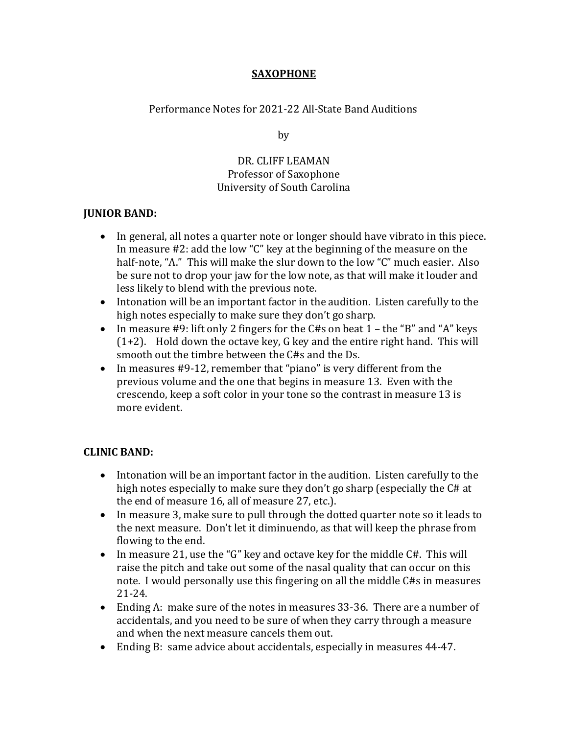# SAXOPHONE

Performance Notes for 2021-22 All-State Band Auditions

by

DR. CLIFF LEAMAN
Professor of Saxophone
University of South Carolina

## JUNIOR BAND:

- In general, all notes a quarter note or longer should have vibrato in this piece. In measure #2: add the low "C" key at the beginning of the measure on the half-note, "A." This will make the slur down to the low "C" much easier. Also be sure not to drop your jaw for the low note, as that will make it louder and less likely to blend with the previous note.
- Intonation will be an important factor in the audition. Listen carefully to the high notes especially to make sure they don't go sharp.
- In measure #9: lift only 2 fingers for the C#s on beat 1 – the "B" and "A" keys (1+2). Hold down the octave key, G key and the entire right hand. This will smooth out the timbre between the C#s and the Ds.
- In measures #9-12, remember that "piano" is very different from the previous volume and the one that begins in measure 13. Even with the crescendo, keep a soft color in your tone so the contrast in measure 13 is more evident.

## CLINIC BAND:

- Intonation will be an important factor in the audition. Listen carefully to the high notes especially to make sure they don't go sharp (especially the C# at the end of measure 16, all of measure 27, etc.).
- In measure 3, make sure to pull through the dotted quarter note so it leads to the next measure. Don't let it diminuendo, as that will keep the phrase from flowing to the end.
- In measure 21, use the "G" key and octave key for the middle C#. This will raise the pitch and take out some of the nasal quality that can occur on this note. I would personally use this fingering on all the middle C#s in measures 21-24.
- Ending A: make sure of the notes in measures 33-36. There are a number of accidentals, and you need to be sure of when they carry through a measure and when the next measure cancels them out.
- Ending B: same advice about accidentals, especially in measures 44-47.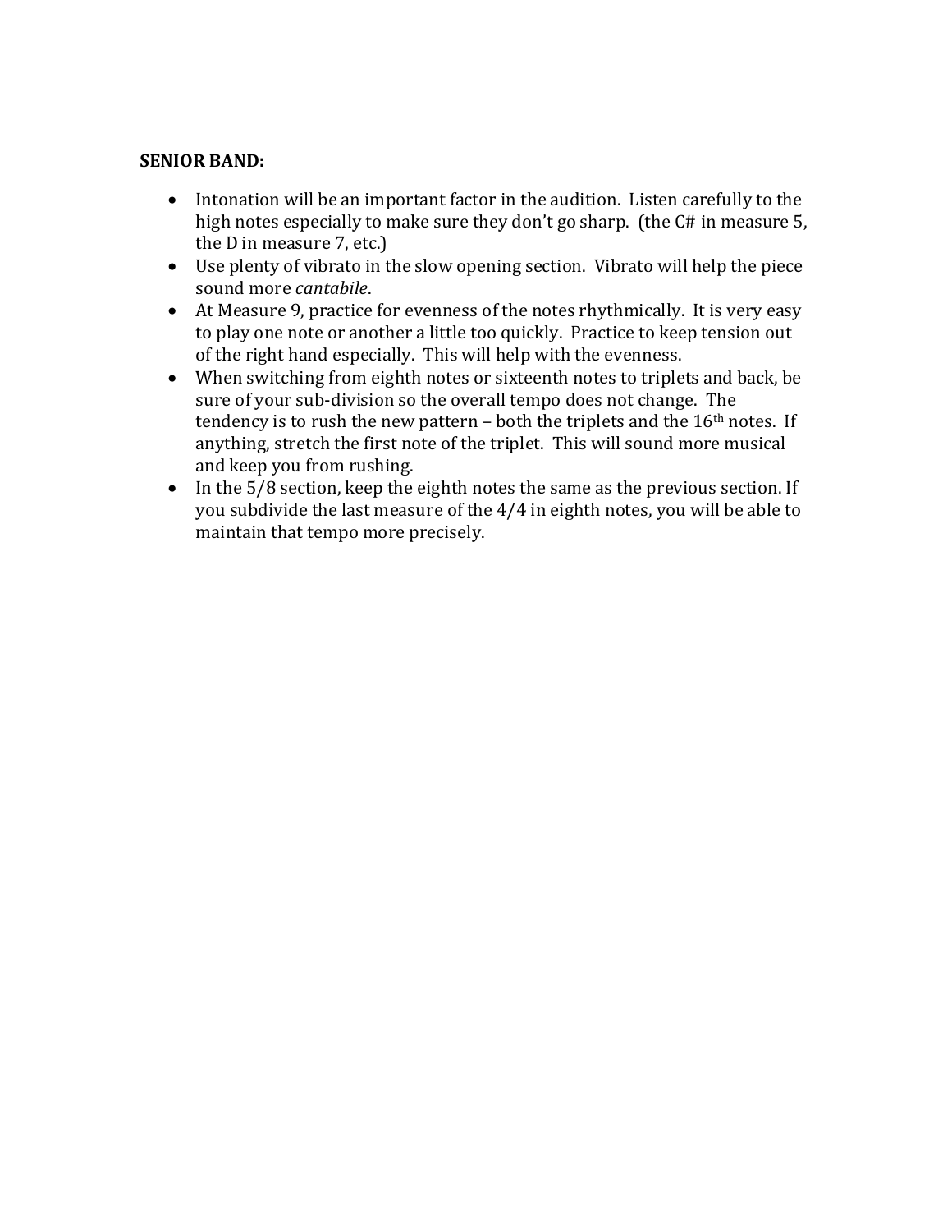**SENIOR BAND:**

- Intonation will be an important factor in the audition. Listen carefully to the high notes especially to make sure they don't go sharp. (the C# in measure 5, the D in measure 7, etc.)
- Use plenty of vibrato in the slow opening section. Vibrato will help the piece sound more *cantabile*.
- At Measure 9, practice for evenness of the notes rhythmically. It is very easy to play one note or another a little too quickly. Practice to keep tension out of the right hand especially. This will help with the evenness.
- When switching from eighth notes or sixteenth notes to triplets and back, be sure of your sub-division so the overall tempo does not change. The tendency is to rush the new pattern – both the triplets and the 16th notes. If anything, stretch the first note of the triplet. This will sound more musical and keep you from rushing.
- In the 5/8 section, keep the eighth notes the same as the previous section. If you subdivide the last measure of the 4/4 in eighth notes, you will be able to maintain that tempo more precisely.